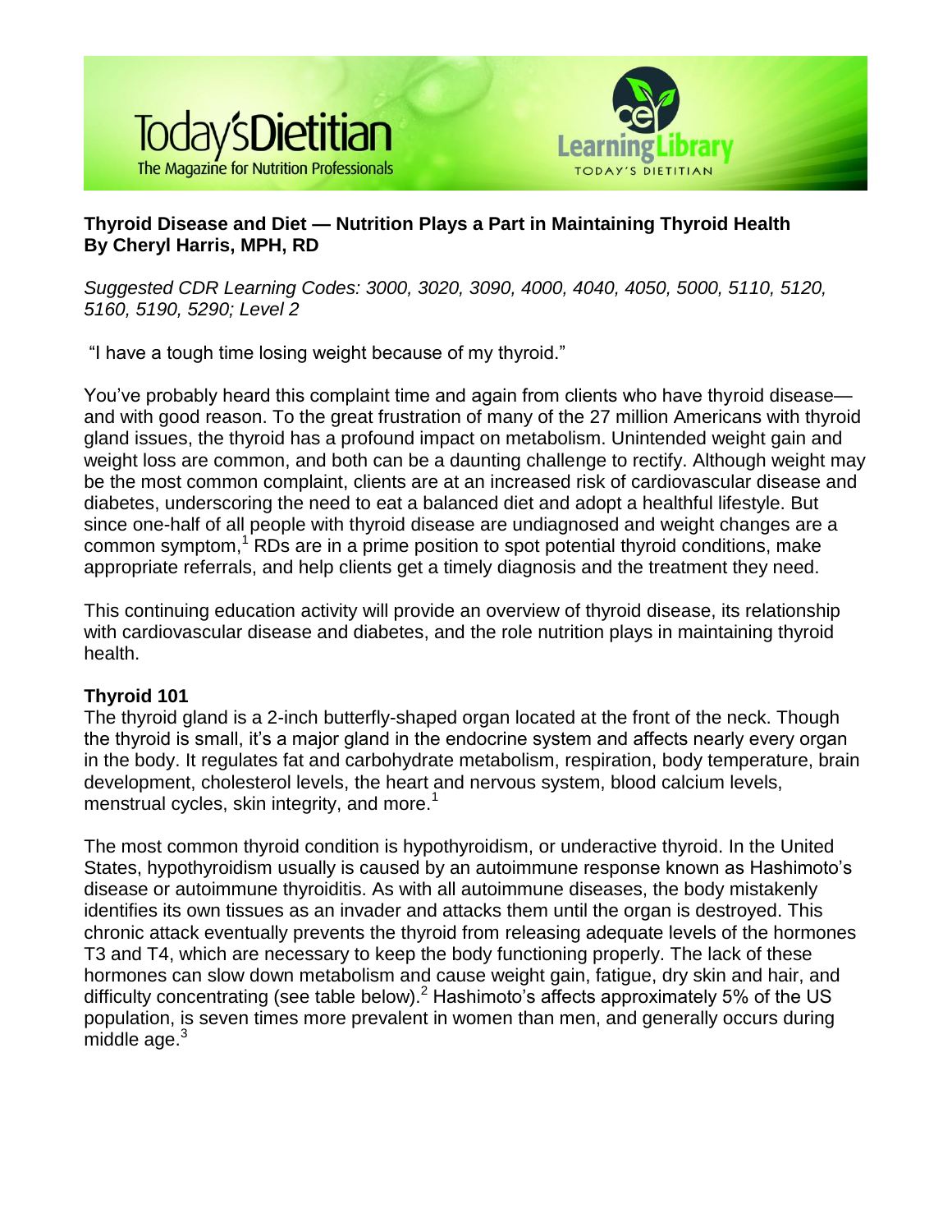# Thyroid Disease and Diet — Nutrition Plays a Part in Maintaining Thyroid Health
**By Cheryl Harris, MPH, RD**

*Suggested CDR Learning Codes: 3000, 3020, 3090, 4000, 4040, 4050, 5000, 5110, 5120, 5160, 5190, 5290; Level 2*

"I have a tough time losing weight because of my thyroid."

You've probably heard this complaint time and again from clients who have thyroid disease—and with good reason. To the great frustration of many of the 27 million Americans with thyroid gland issues, the thyroid has a profound impact on metabolism. Unintended weight gain and weight loss are common, and both can be a daunting challenge to rectify. Although weight may be the most common complaint, clients are at an increased risk of cardiovascular disease and diabetes, underscoring the need to eat a balanced diet and adopt a healthful lifestyle. But since one-half of all people with thyroid disease are undiagnosed and weight changes are a common symptom,[1] RDs are in a prime position to spot potential thyroid conditions, make appropriate referrals, and help clients get a timely diagnosis and the treatment they need.

This continuing education activity will provide an overview of thyroid disease, its relationship with cardiovascular disease and diabetes, and the role nutrition plays in maintaining thyroid health.

## Thyroid 101

The thyroid gland is a 2-inch butterfly-shaped organ located at the front of the neck. Though the thyroid is small, it's a major gland in the endocrine system and affects nearly every organ in the body. It regulates fat and carbohydrate metabolism, respiration, body temperature, brain development, cholesterol levels, the heart and nervous system, blood calcium levels, menstrual cycles, skin integrity, and more.[1]

The most common thyroid condition is hypothyroidism, or underactive thyroid. In the United States, hypothyroidism usually is caused by an autoimmune response known as Hashimoto's disease or autoimmune thyroiditis. As with all autoimmune diseases, the body mistakenly identifies its own tissues as an invader and attacks them until the organ is destroyed. This chronic attack eventually prevents the thyroid from releasing adequate levels of the hormones T3 and T4, which are necessary to keep the body functioning properly. The lack of these hormones can slow down metabolism and cause weight gain, fatigue, dry skin and hair, and difficulty concentrating (see table below).[2] Hashimoto's affects approximately 5% of the US population, is seven times more prevalent in women than men, and generally occurs during middle age.[3]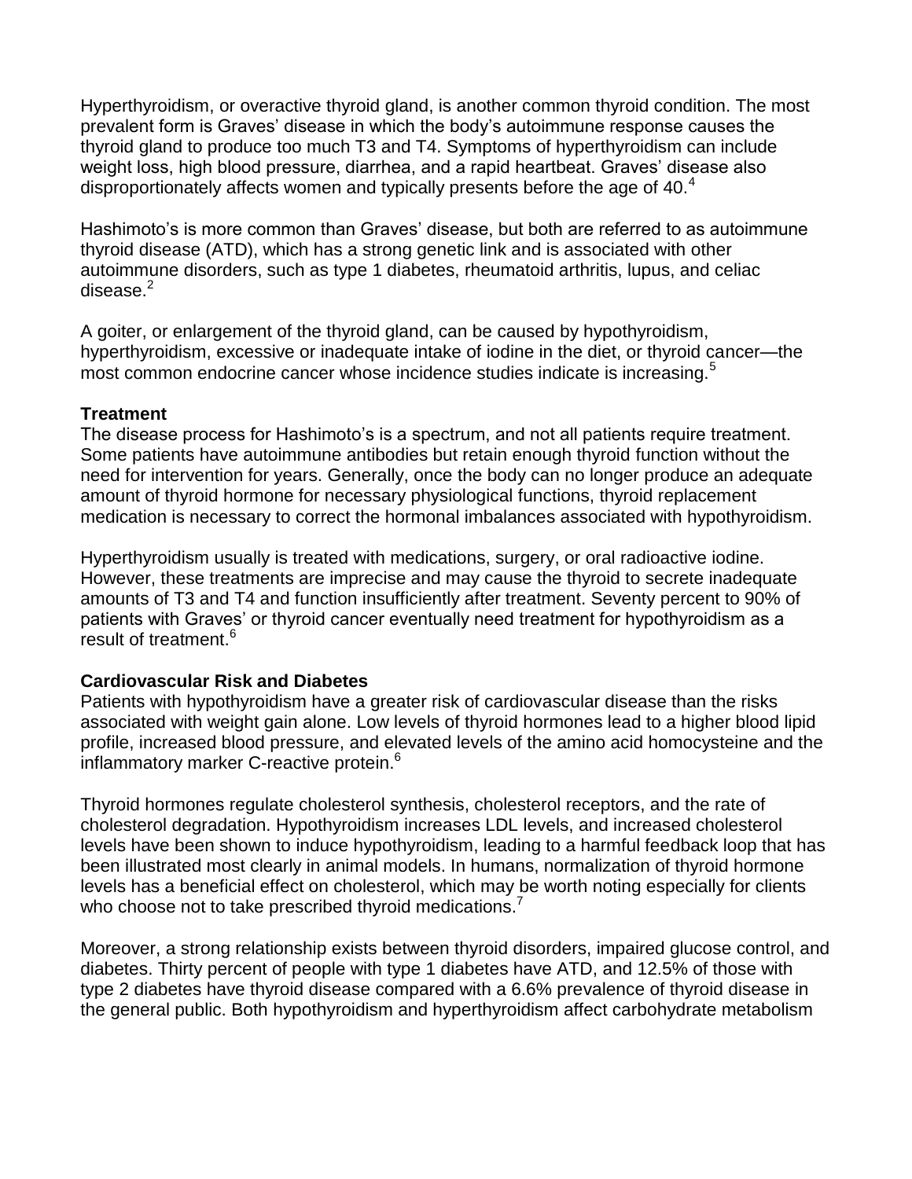Hyperthyroidism, or overactive thyroid gland, is another common thyroid condition. The most prevalent form is Graves' disease in which the body's autoimmune response causes the thyroid gland to produce too much T3 and T4. Symptoms of hyperthyroidism can include weight loss, high blood pressure, diarrhea, and a rapid heartbeat. Graves' disease also disproportionately affects women and typically presents before the age of 40.[4]

Hashimoto's is more common than Graves' disease, but both are referred to as autoimmune thyroid disease (ATD), which has a strong genetic link and is associated with other autoimmune disorders, such as type 1 diabetes, rheumatoid arthritis, lupus, and celiac disease.[2]

A goiter, or enlargement of the thyroid gland, can be caused by hypothyroidism, hyperthyroidism, excessive or inadequate intake of iodine in the diet, or thyroid cancer—the most common endocrine cancer whose incidence studies indicate is increasing.[5]

**Treatment**

The disease process for Hashimoto's is a spectrum, and not all patients require treatment. Some patients have autoimmune antibodies but retain enough thyroid function without the need for intervention for years. Generally, once the body can no longer produce an adequate amount of thyroid hormone for necessary physiological functions, thyroid replacement medication is necessary to correct the hormonal imbalances associated with hypothyroidism.

Hyperthyroidism usually is treated with medications, surgery, or oral radioactive iodine. However, these treatments are imprecise and may cause the thyroid to secrete inadequate amounts of T3 and T4 and function insufficiently after treatment. Seventy percent to 90% of patients with Graves' or thyroid cancer eventually need treatment for hypothyroidism as a result of treatment.[6]

**Cardiovascular Risk and Diabetes**

Patients with hypothyroidism have a greater risk of cardiovascular disease than the risks associated with weight gain alone. Low levels of thyroid hormones lead to a higher blood lipid profile, increased blood pressure, and elevated levels of the amino acid homocysteine and the inflammatory marker C-reactive protein.[6]

Thyroid hormones regulate cholesterol synthesis, cholesterol receptors, and the rate of cholesterol degradation. Hypothyroidism increases LDL levels, and increased cholesterol levels have been shown to induce hypothyroidism, leading to a harmful feedback loop that has been illustrated most clearly in animal models. In humans, normalization of thyroid hormone levels has a beneficial effect on cholesterol, which may be worth noting especially for clients who choose not to take prescribed thyroid medications.[7]

Moreover, a strong relationship exists between thyroid disorders, impaired glucose control, and diabetes. Thirty percent of people with type 1 diabetes have ATD, and 12.5% of those with type 2 diabetes have thyroid disease compared with a 6.6% prevalence of thyroid disease in the general public. Both hypothyroidism and hyperthyroidism affect carbohydrate metabolism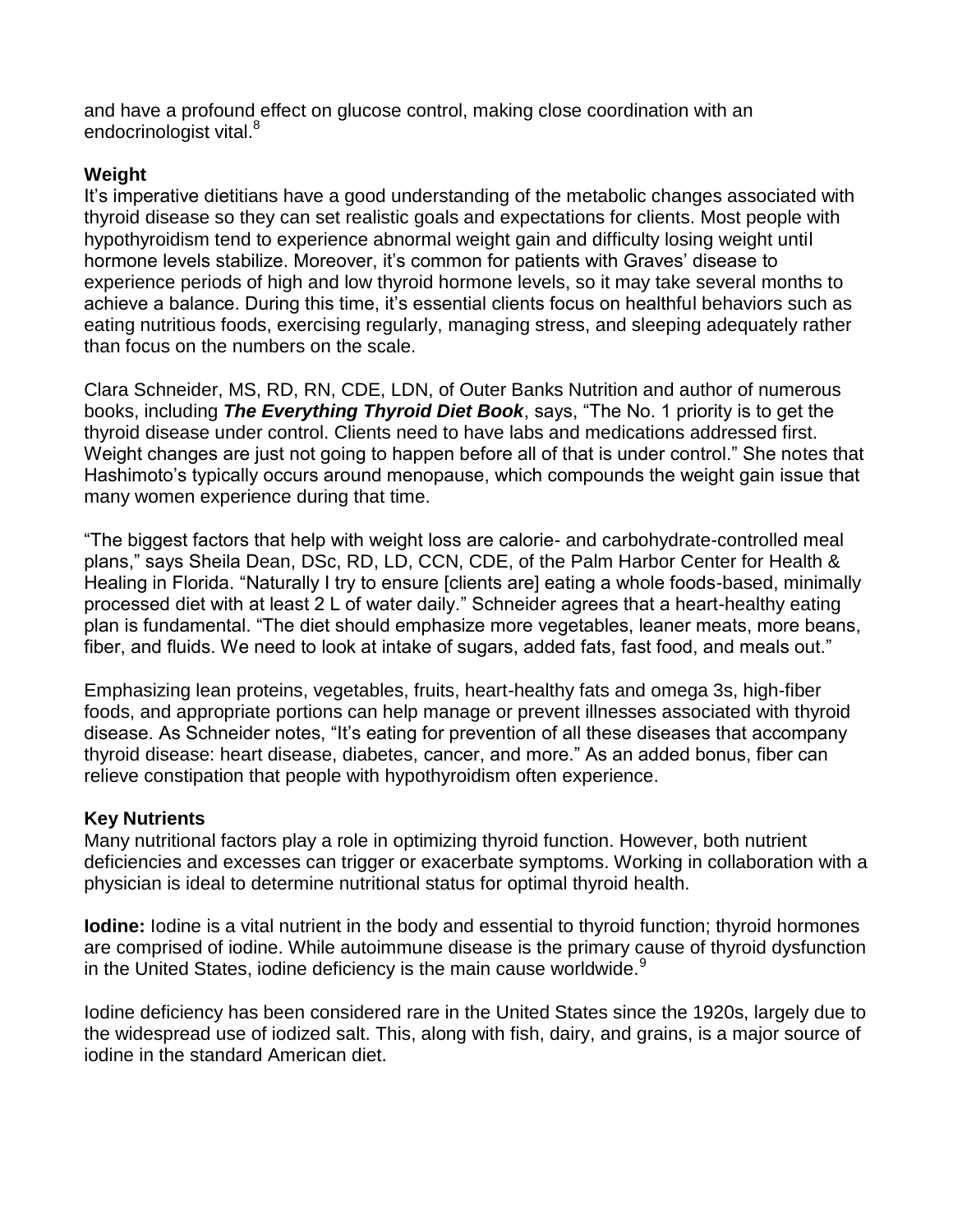and have a profound effect on glucose control, making close coordination with an endocrinologist vital.[8]

**Weight**

It's imperative dietitians have a good understanding of the metabolic changes associated with thyroid disease so they can set realistic goals and expectations for clients. Most people with hypothyroidism tend to experience abnormal weight gain and difficulty losing weight until hormone levels stabilize. Moreover, it's common for patients with Graves' disease to experience periods of high and low thyroid hormone levels, so it may take several months to achieve a balance. During this time, it's essential clients focus on healthful behaviors such as eating nutritious foods, exercising regularly, managing stress, and sleeping adequately rather than focus on the numbers on the scale.

Clara Schneider, MS, RD, RN, CDE, LDN, of Outer Banks Nutrition and author of numerous books, including ***The Everything Thyroid Diet Book***, says, "The No. 1 priority is to get the thyroid disease under control. Clients need to have labs and medications addressed first. Weight changes are just not going to happen before all of that is under control." She notes that Hashimoto's typically occurs around menopause, which compounds the weight gain issue that many women experience during that time.

"The biggest factors that help with weight loss are calorie- and carbohydrate-controlled meal plans," says Sheila Dean, DSc, RD, LD, CCN, CDE, of the Palm Harbor Center for Health & Healing in Florida. "Naturally I try to ensure [clients are] eating a whole foods-based, minimally processed diet with at least 2 L of water daily." Schneider agrees that a heart-healthy eating plan is fundamental. "The diet should emphasize more vegetables, leaner meats, more beans, fiber, and fluids. We need to look at intake of sugars, added fats, fast food, and meals out."

Emphasizing lean proteins, vegetables, fruits, heart-healthy fats and omega 3s, high-fiber foods, and appropriate portions can help manage or prevent illnesses associated with thyroid disease. As Schneider notes, "It's eating for prevention of all these diseases that accompany thyroid disease: heart disease, diabetes, cancer, and more." As an added bonus, fiber can relieve constipation that people with hypothyroidism often experience.

**Key Nutrients**

Many nutritional factors play a role in optimizing thyroid function. However, both nutrient deficiencies and excesses can trigger or exacerbate symptoms. Working in collaboration with a physician is ideal to determine nutritional status for optimal thyroid health.

**Iodine:** Iodine is a vital nutrient in the body and essential to thyroid function; thyroid hormones are comprised of iodine. While autoimmune disease is the primary cause of thyroid dysfunction in the United States, iodine deficiency is the main cause worldwide.[9]

Iodine deficiency has been considered rare in the United States since the 1920s, largely due to the widespread use of iodized salt. This, along with fish, dairy, and grains, is a major source of iodine in the standard American diet.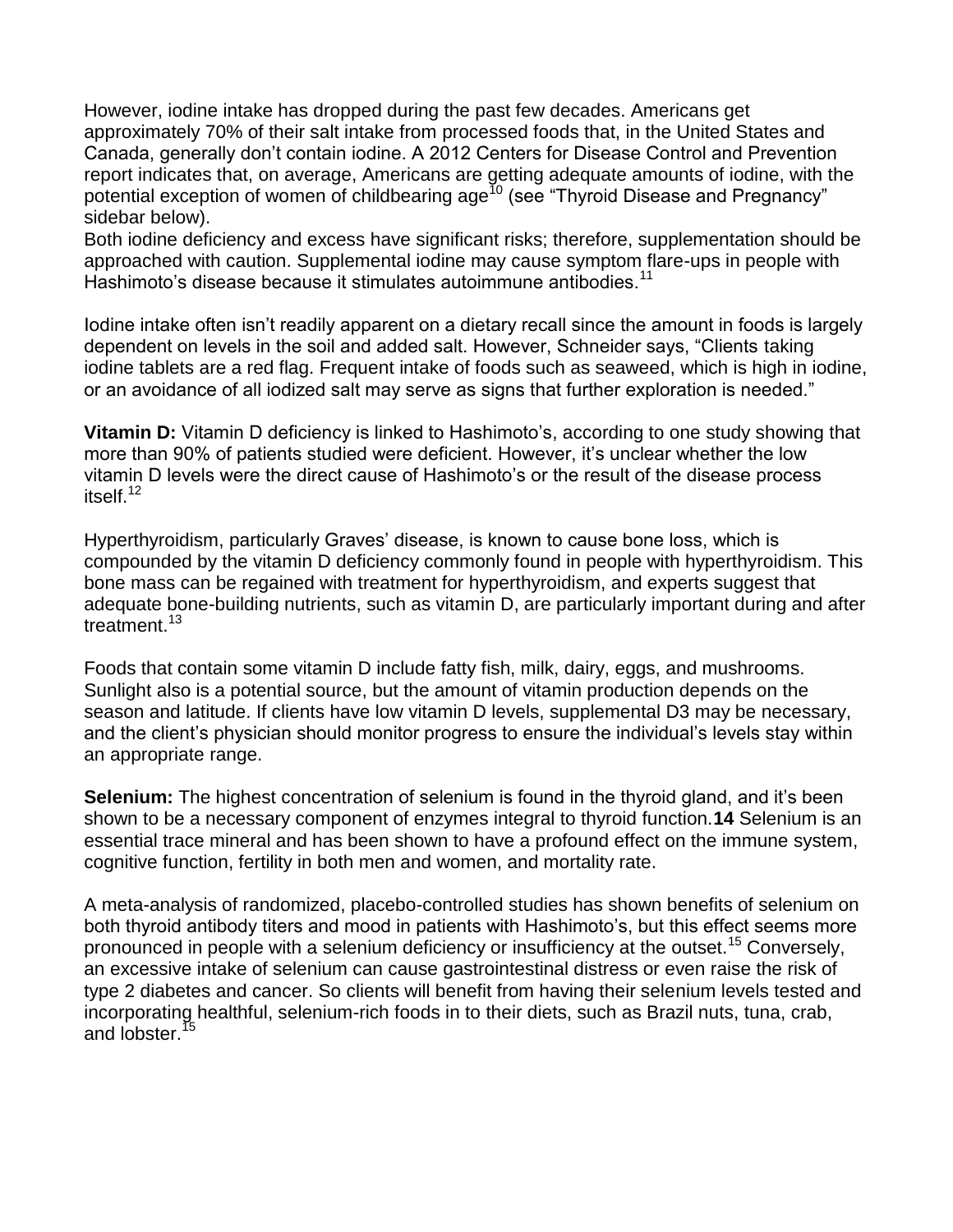However, iodine intake has dropped during the past few decades. Americans get approximately 70% of their salt intake from processed foods that, in the United States and Canada, generally don't contain iodine. A 2012 Centers for Disease Control and Prevention report indicates that, on average, Americans are getting adequate amounts of iodine, with the potential exception of women of childbearing age[10] (see "Thyroid Disease and Pregnancy" sidebar below).
Both iodine deficiency and excess have significant risks; therefore, supplementation should be approached with caution. Supplemental iodine may cause symptom flare-ups in people with Hashimoto's disease because it stimulates autoimmune antibodies.[11]

Iodine intake often isn't readily apparent on a dietary recall since the amount in foods is largely dependent on levels in the soil and added salt. However, Schneider says, "Clients taking iodine tablets are a red flag. Frequent intake of foods such as seaweed, which is high in iodine, or an avoidance of all iodized salt may serve as signs that further exploration is needed."

**Vitamin D:** Vitamin D deficiency is linked to Hashimoto's, according to one study showing that more than 90% of patients studied were deficient. However, it's unclear whether the low vitamin D levels were the direct cause of Hashimoto's or the result of the disease process itself.[12]

Hyperthyroidism, particularly Graves' disease, is known to cause bone loss, which is compounded by the vitamin D deficiency commonly found in people with hyperthyroidism. This bone mass can be regained with treatment for hyperthyroidism, and experts suggest that adequate bone-building nutrients, such as vitamin D, are particularly important during and after treatment.[13]

Foods that contain some vitamin D include fatty fish, milk, dairy, eggs, and mushrooms. Sunlight also is a potential source, but the amount of vitamin production depends on the season and latitude. If clients have low vitamin D levels, supplemental D3 may be necessary, and the client's physician should monitor progress to ensure the individual's levels stay within an appropriate range.

**Selenium:** The highest concentration of selenium is found in the thyroid gland, and it's been shown to be a necessary component of enzymes integral to thyroid function.**14** Selenium is an essential trace mineral and has been shown to have a profound effect on the immune system, cognitive function, fertility in both men and women, and mortality rate.

A meta-analysis of randomized, placebo-controlled studies has shown benefits of selenium on both thyroid antibody titers and mood in patients with Hashimoto's, but this effect seems more pronounced in people with a selenium deficiency or insufficiency at the outset.[15] Conversely, an excessive intake of selenium can cause gastrointestinal distress or even raise the risk of type 2 diabetes and cancer. So clients will benefit from having their selenium levels tested and incorporating healthful, selenium-rich foods in to their diets, such as Brazil nuts, tuna, crab, and lobster.[15]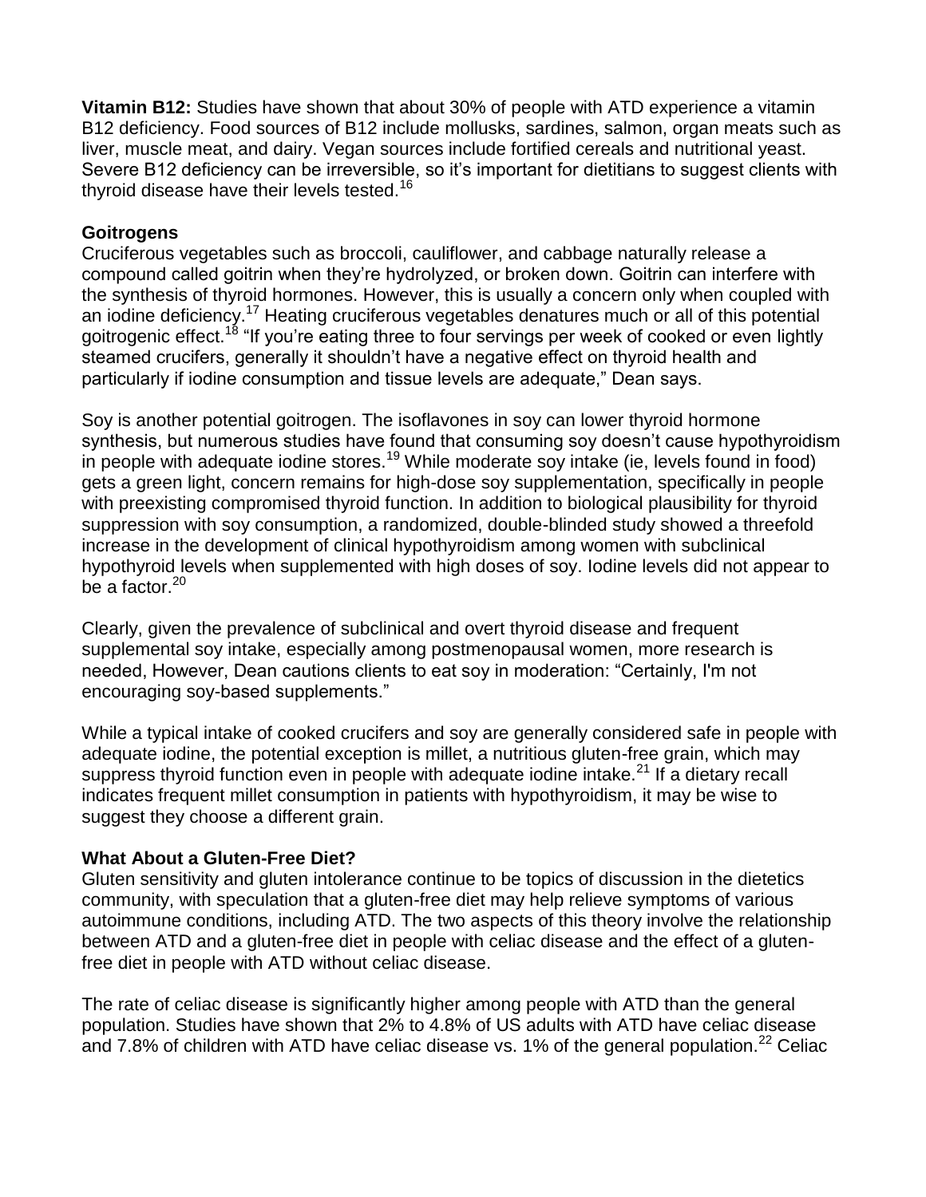**Vitamin B12:** Studies have shown that about 30% of people with ATD experience a vitamin B12 deficiency. Food sources of B12 include mollusks, sardines, salmon, organ meats such as liver, muscle meat, and dairy. Vegan sources include fortified cereals and nutritional yeast. Severe B12 deficiency can be irreversible, so it's important for dietitians to suggest clients with thyroid disease have their levels tested.[16]

**Goitrogens**

Cruciferous vegetables such as broccoli, cauliflower, and cabbage naturally release a compound called goitrin when they're hydrolyzed, or broken down. Goitrin can interfere with the synthesis of thyroid hormones. However, this is usually a concern only when coupled with an iodine deficiency.[17] Heating cruciferous vegetables denatures much or all of this potential goitrogenic effect.[18] "If you're eating three to four servings per week of cooked or even lightly steamed crucifers, generally it shouldn't have a negative effect on thyroid health and particularly if iodine consumption and tissue levels are adequate," Dean says.

Soy is another potential goitrogen. The isoflavones in soy can lower thyroid hormone synthesis, but numerous studies have found that consuming soy doesn't cause hypothyroidism in people with adequate iodine stores.[19] While moderate soy intake (ie, levels found in food) gets a green light, concern remains for high-dose soy supplementation, specifically in people with preexisting compromised thyroid function. In addition to biological plausibility for thyroid suppression with soy consumption, a randomized, double-blinded study showed a threefold increase in the development of clinical hypothyroidism among women with subclinical hypothyroid levels when supplemented with high doses of soy. Iodine levels did not appear to be a factor.[20]

Clearly, given the prevalence of subclinical and overt thyroid disease and frequent supplemental soy intake, especially among postmenopausal women, more research is needed, However, Dean cautions clients to eat soy in moderation: "Certainly, I'm not encouraging soy-based supplements."

While a typical intake of cooked crucifers and soy are generally considered safe in people with adequate iodine, the potential exception is millet, a nutritious gluten-free grain, which may suppress thyroid function even in people with adequate iodine intake.[21] If a dietary recall indicates frequent millet consumption in patients with hypothyroidism, it may be wise to suggest they choose a different grain.

**What About a Gluten-Free Diet?**

Gluten sensitivity and gluten intolerance continue to be topics of discussion in the dietetics community, with speculation that a gluten-free diet may help relieve symptoms of various autoimmune conditions, including ATD. The two aspects of this theory involve the relationship between ATD and a gluten-free diet in people with celiac disease and the effect of a gluten-free diet in people with ATD without celiac disease.

The rate of celiac disease is significantly higher among people with ATD than the general population. Studies have shown that 2% to 4.8% of US adults with ATD have celiac disease and 7.8% of children with ATD have celiac disease vs. 1% of the general population.[22] Celiac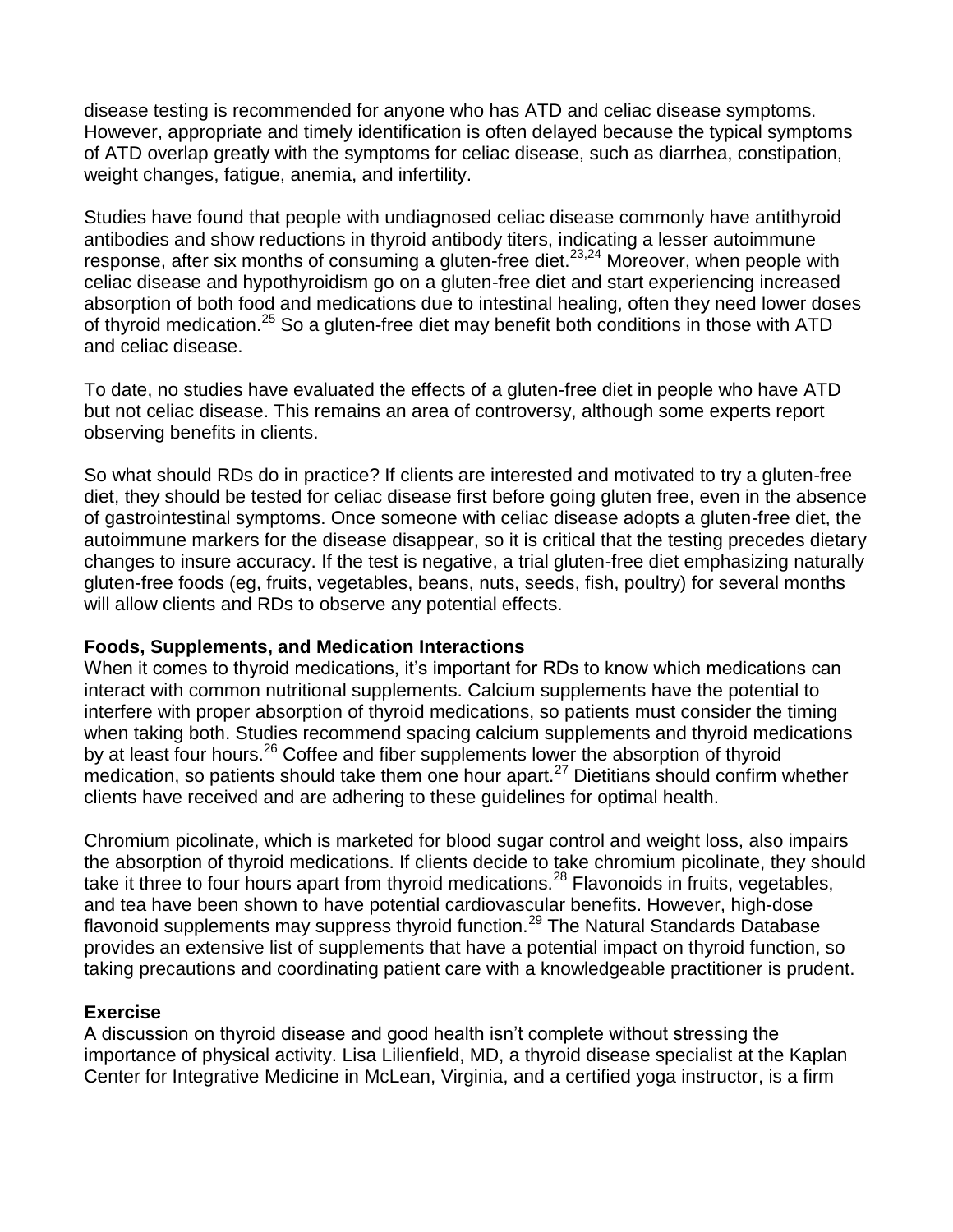disease testing is recommended for anyone who has ATD and celiac disease symptoms. However, appropriate and timely identification is often delayed because the typical symptoms of ATD overlap greatly with the symptoms for celiac disease, such as diarrhea, constipation, weight changes, fatigue, anemia, and infertility.

Studies have found that people with undiagnosed celiac disease commonly have antithyroid antibodies and show reductions in thyroid antibody titers, indicating a lesser autoimmune response, after six months of consuming a gluten-free diet.[23,24] Moreover, when people with celiac disease and hypothyroidism go on a gluten-free diet and start experiencing increased absorption of both food and medications due to intestinal healing, often they need lower doses of thyroid medication.[25] So a gluten-free diet may benefit both conditions in those with ATD and celiac disease.

To date, no studies have evaluated the effects of a gluten-free diet in people who have ATD but not celiac disease. This remains an area of controversy, although some experts report observing benefits in clients.

So what should RDs do in practice? If clients are interested and motivated to try a gluten-free diet, they should be tested for celiac disease first before going gluten free, even in the absence of gastrointestinal symptoms. Once someone with celiac disease adopts a gluten-free diet, the autoimmune markers for the disease disappear, so it is critical that the testing precedes dietary changes to insure accuracy. If the test is negative, a trial gluten-free diet emphasizing naturally gluten-free foods (eg, fruits, vegetables, beans, nuts, seeds, fish, poultry) for several months will allow clients and RDs to observe any potential effects.

**Foods, Supplements, and Medication Interactions**

When it comes to thyroid medications, it's important for RDs to know which medications can interact with common nutritional supplements. Calcium supplements have the potential to interfere with proper absorption of thyroid medications, so patients must consider the timing when taking both. Studies recommend spacing calcium supplements and thyroid medications by at least four hours.[26] Coffee and fiber supplements lower the absorption of thyroid medication, so patients should take them one hour apart.[27] Dietitians should confirm whether clients have received and are adhering to these guidelines for optimal health.

Chromium picolinate, which is marketed for blood sugar control and weight loss, also impairs the absorption of thyroid medications. If clients decide to take chromium picolinate, they should take it three to four hours apart from thyroid medications.[28] Flavonoids in fruits, vegetables, and tea have been shown to have potential cardiovascular benefits. However, high-dose flavonoid supplements may suppress thyroid function.[29] The Natural Standards Database provides an extensive list of supplements that have a potential impact on thyroid function, so taking precautions and coordinating patient care with a knowledgeable practitioner is prudent.

**Exercise**

A discussion on thyroid disease and good health isn't complete without stressing the importance of physical activity. Lisa Lilienfield, MD, a thyroid disease specialist at the Kaplan Center for Integrative Medicine in McLean, Virginia, and a certified yoga instructor, is a firm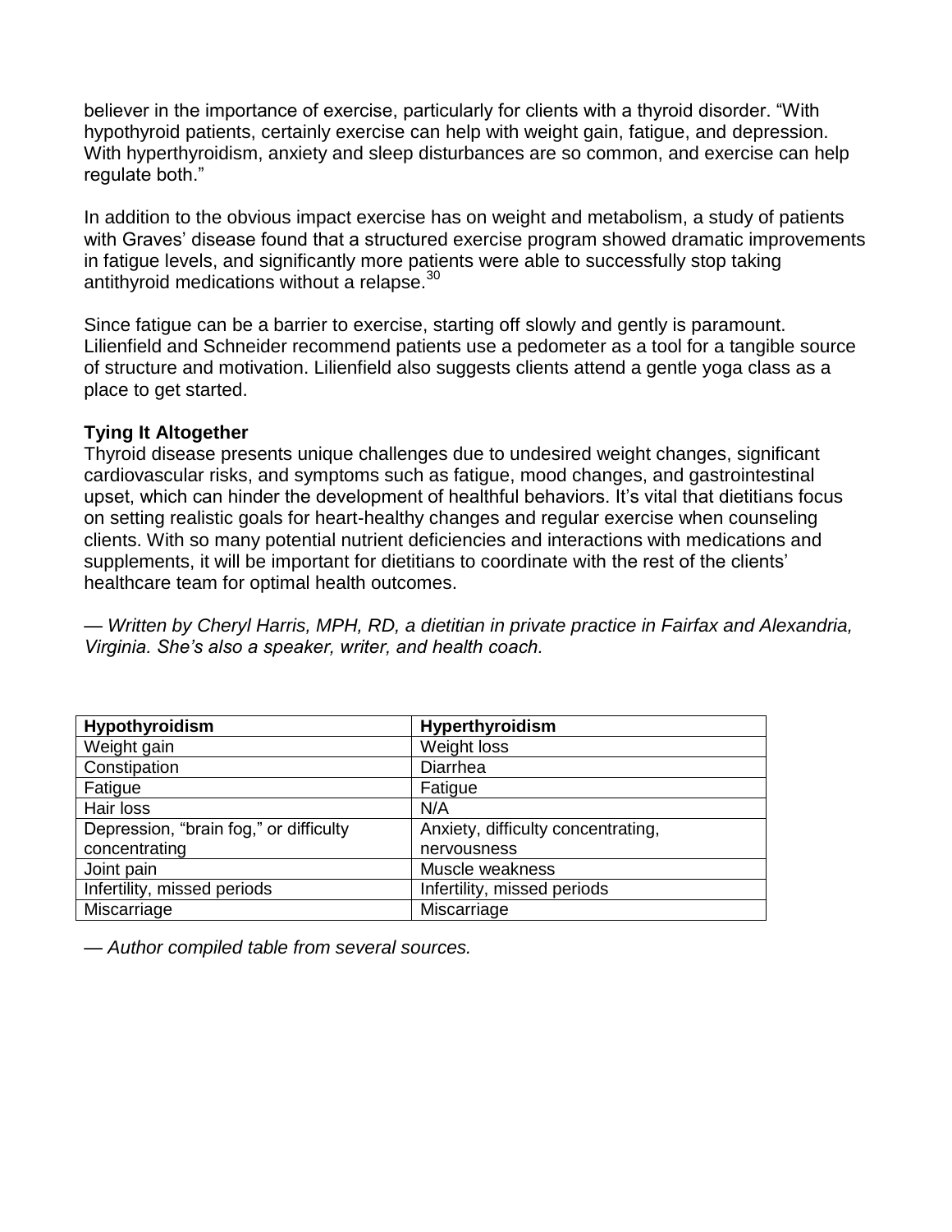believer in the importance of exercise, particularly for clients with a thyroid disorder. "With hypothyroid patients, certainly exercise can help with weight gain, fatigue, and depression. With hyperthyroidism, anxiety and sleep disturbances are so common, and exercise can help regulate both."

In addition to the obvious impact exercise has on weight and metabolism, a study of patients with Graves' disease found that a structured exercise program showed dramatic improvements in fatigue levels, and significantly more patients were able to successfully stop taking antithyroid medications without a relapse.[30]

Since fatigue can be a barrier to exercise, starting off slowly and gently is paramount. Lilienfield and Schneider recommend patients use a pedometer as a tool for a tangible source of structure and motivation. Lilienfield also suggests clients attend a gentle yoga class as a place to get started.

**Tying It Altogether**

Thyroid disease presents unique challenges due to undesired weight changes, significant cardiovascular risks, and symptoms such as fatigue, mood changes, and gastrointestinal upset, which can hinder the development of healthful behaviors. It's vital that dietitians focus on setting realistic goals for heart-healthy changes and regular exercise when counseling clients. With so many potential nutrient deficiencies and interactions with medications and supplements, it will be important for dietitians to coordinate with the rest of the clients' healthcare team for optimal health outcomes.

*— Written by Cheryl Harris, MPH, RD, a dietitian in private practice in Fairfax and Alexandria, Virginia. She's also a speaker, writer, and health coach.*

| Hypothyroidism | Hyperthyroidism |
| --- | --- |
| Weight gain | Weight loss |
| Constipation | Diarrhea |
| Fatigue | Fatigue |
| Hair loss | N/A |
| Depression, "brain fog," or difficulty concentrating | Anxiety, difficulty concentrating, nervousness |
| Joint pain | Muscle weakness |
| Infertility, missed periods | Infertility, missed periods |
| Miscarriage | Miscarriage |

*— Author compiled table from several sources.*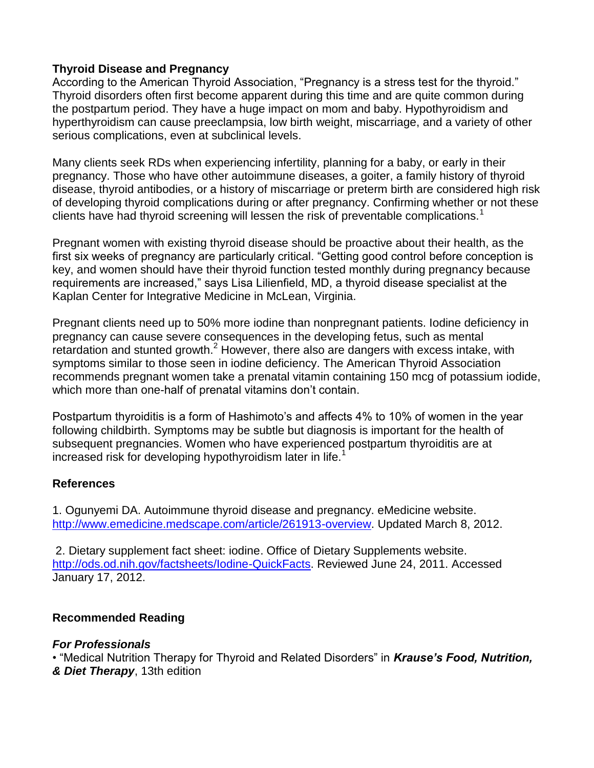**Thyroid Disease and Pregnancy**

According to the American Thyroid Association, "Pregnancy is a stress test for the thyroid." Thyroid disorders often first become apparent during this time and are quite common during the postpartum period. They have a huge impact on mom and baby. Hypothyroidism and hyperthyroidism can cause preeclampsia, low birth weight, miscarriage, and a variety of other serious complications, even at subclinical levels.

Many clients seek RDs when experiencing infertility, planning for a baby, or early in their pregnancy. Those who have other autoimmune diseases, a goiter, a family history of thyroid disease, thyroid antibodies, or a history of miscarriage or preterm birth are considered high risk of developing thyroid complications during or after pregnancy. Confirming whether or not these clients have had thyroid screening will lessen the risk of preventable complications.[1]

Pregnant women with existing thyroid disease should be proactive about their health, as the first six weeks of pregnancy are particularly critical. "Getting good control before conception is key, and women should have their thyroid function tested monthly during pregnancy because requirements are increased," says Lisa Lilienfield, MD, a thyroid disease specialist at the Kaplan Center for Integrative Medicine in McLean, Virginia.

Pregnant clients need up to 50% more iodine than nonpregnant patients. Iodine deficiency in pregnancy can cause severe consequences in the developing fetus, such as mental retardation and stunted growth.[2] However, there also are dangers with excess intake, with symptoms similar to those seen in iodine deficiency. The American Thyroid Association recommends pregnant women take a prenatal vitamin containing 150 mcg of potassium iodide, which more than one-half of prenatal vitamins don't contain.

Postpartum thyroiditis is a form of Hashimoto's and affects 4% to 10% of women in the year following childbirth. Symptoms may be subtle but diagnosis is important for the health of subsequent pregnancies. Women who have experienced postpartum thyroiditis are at increased risk for developing hypothyroidism later in life.[1]

**References**

1. Ogunyemi DA. Autoimmune thyroid disease and pregnancy. eMedicine website. http://www.emedicine.medscape.com/article/261913-overview. Updated March 8, 2012.

2. Dietary supplement fact sheet: iodine. Office of Dietary Supplements website. http://ods.od.nih.gov/factsheets/Iodine-QuickFacts. Reviewed June 24, 2011. Accessed January 17, 2012.

**Recommended Reading**

***For Professionals***

- "Medical Nutrition Therapy for Thyroid and Related Disorders" in ***Krause's Food, Nutrition, & Diet Therapy***, 13th edition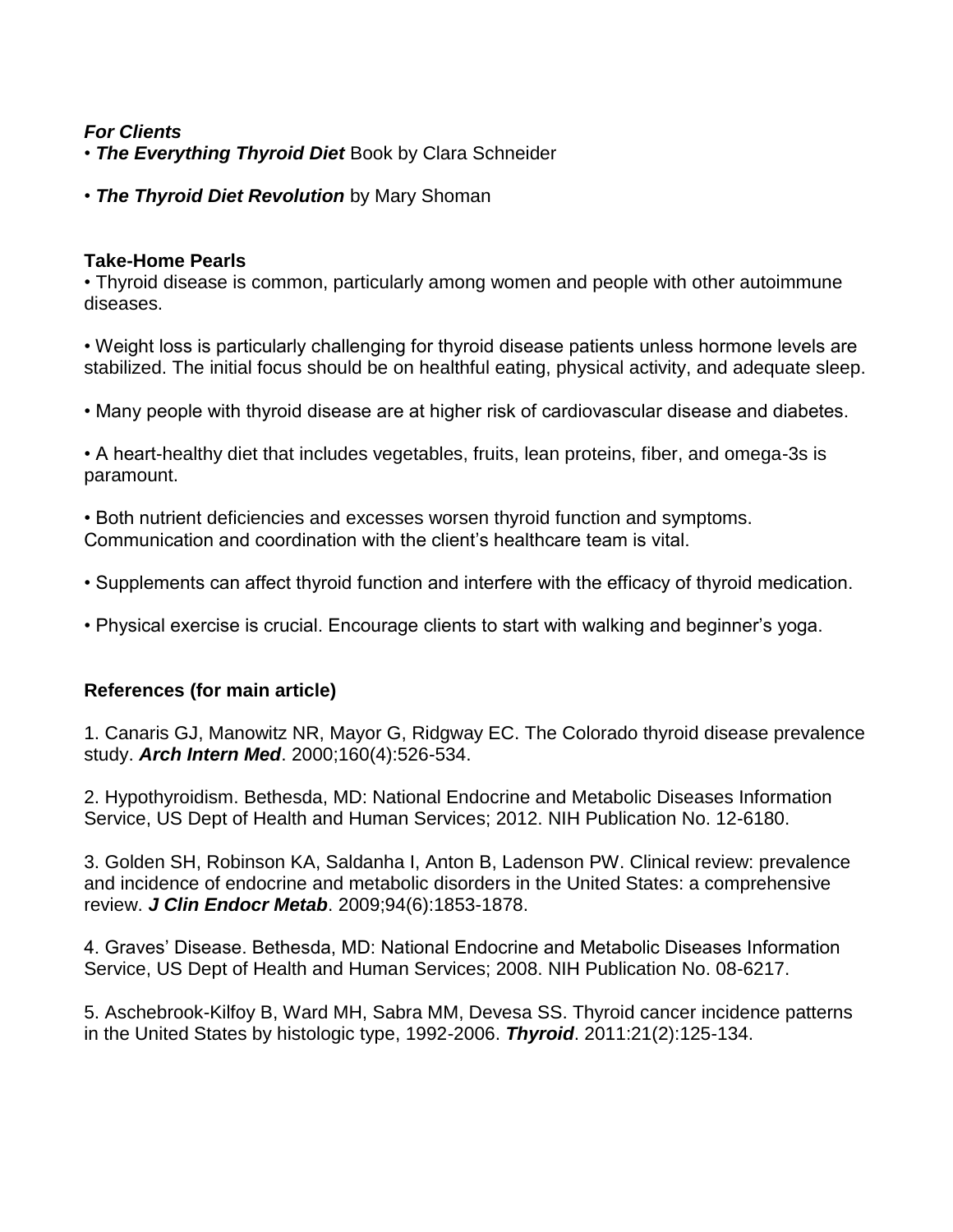***For Clients***

- ***The Everything Thyroid Diet*** Book by Clara Schneider
- ***The Thyroid Diet Revolution*** by Mary Shoman

**Take-Home Pearls**

- Thyroid disease is common, particularly among women and people with other autoimmune diseases.
- Weight loss is particularly challenging for thyroid disease patients unless hormone levels are stabilized. The initial focus should be on healthful eating, physical activity, and adequate sleep.
- Many people with thyroid disease are at higher risk of cardiovascular disease and diabetes.
- A heart-healthy diet that includes vegetables, fruits, lean proteins, fiber, and omega-3s is paramount.
- Both nutrient deficiencies and excesses worsen thyroid function and symptoms. Communication and coordination with the client's healthcare team is vital.
- Supplements can affect thyroid function and interfere with the efficacy of thyroid medication.
- Physical exercise is crucial. Encourage clients to start with walking and beginner's yoga.

**References (for main article)**

1. Canaris GJ, Manowitz NR, Mayor G, Ridgway EC. The Colorado thyroid disease prevalence study. ***Arch Intern Med***. 2000;160(4):526-534.

2. Hypothyroidism. Bethesda, MD: National Endocrine and Metabolic Diseases Information Service, US Dept of Health and Human Services; 2012. NIH Publication No. 12-6180.

3. Golden SH, Robinson KA, Saldanha I, Anton B, Ladenson PW. Clinical review: prevalence and incidence of endocrine and metabolic disorders in the United States: a comprehensive review. ***J Clin Endocr Metab***. 2009;94(6):1853-1878.

4. Graves' Disease. Bethesda, MD: National Endocrine and Metabolic Diseases Information Service, US Dept of Health and Human Services; 2008. NIH Publication No. 08-6217.

5. Aschebrook-Kilfoy B, Ward MH, Sabra MM, Devesa SS. Thyroid cancer incidence patterns in the United States by histologic type, 1992-2006. ***Thyroid***. 2011:21(2):125-134.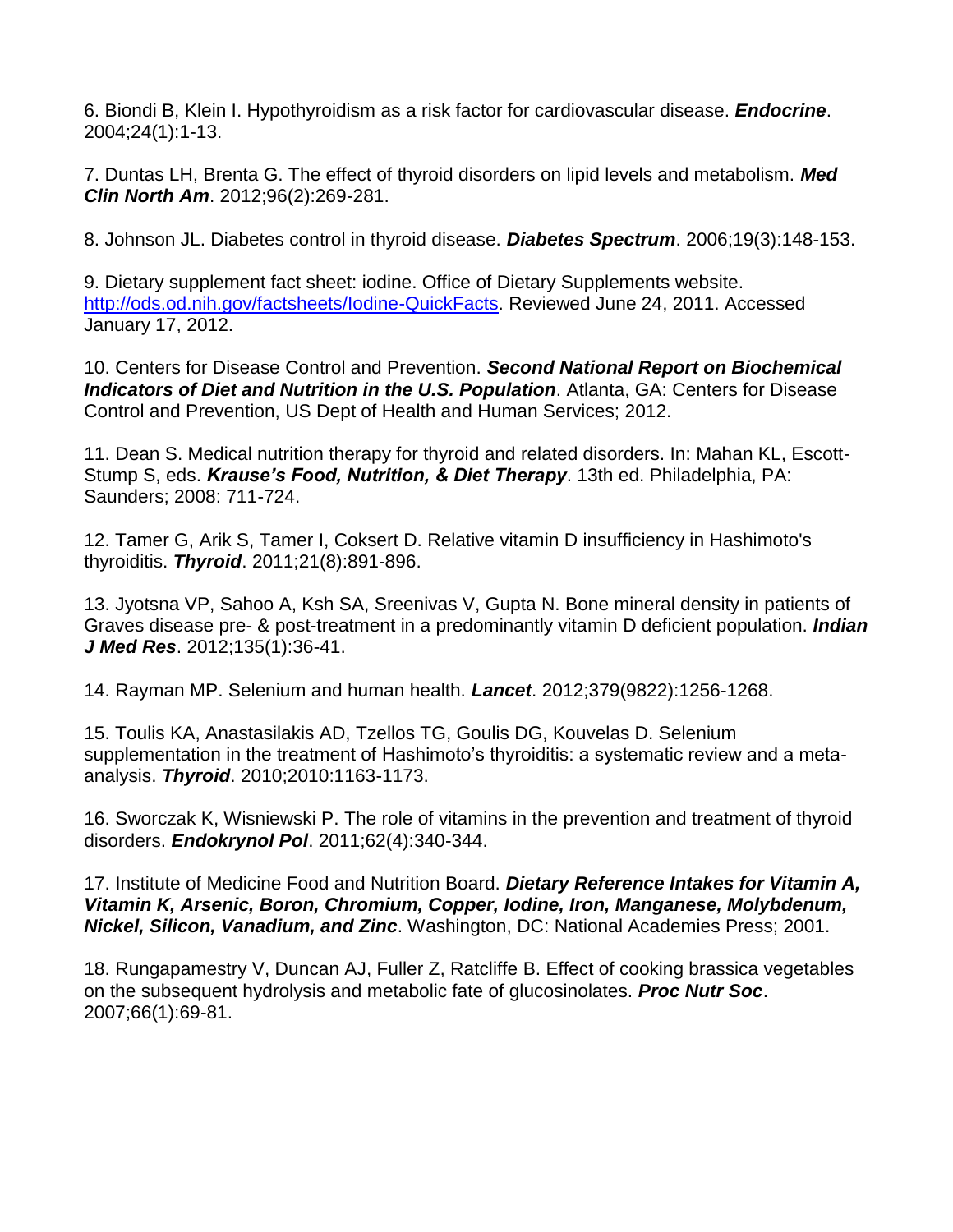6. Biondi B, Klein I. Hypothyroidism as a risk factor for cardiovascular disease. ***Endocrine***. 2004;24(1):1-13.

7. Duntas LH, Brenta G. The effect of thyroid disorders on lipid levels and metabolism. ***Med Clin North Am***. 2012;96(2):269-281.

8. Johnson JL. Diabetes control in thyroid disease. ***Diabetes Spectrum***. 2006;19(3):148-153.

9. Dietary supplement fact sheet: iodine. Office of Dietary Supplements website. http://ods.od.nih.gov/factsheets/Iodine-QuickFacts. Reviewed June 24, 2011. Accessed January 17, 2012.

10. Centers for Disease Control and Prevention. ***Second National Report on Biochemical Indicators of Diet and Nutrition in the U.S. Population***. Atlanta, GA: Centers for Disease Control and Prevention, US Dept of Health and Human Services; 2012.

11. Dean S. Medical nutrition therapy for thyroid and related disorders. In: Mahan KL, Escott-Stump S, eds. ***Krause's Food, Nutrition, & Diet Therapy***. 13th ed. Philadelphia, PA: Saunders; 2008: 711-724.

12. Tamer G, Arik S, Tamer I, Coksert D. Relative vitamin D insufficiency in Hashimoto's thyroiditis. ***Thyroid***. 2011;21(8):891-896.

13. Jyotsna VP, Sahoo A, Ksh SA, Sreenivas V, Gupta N. Bone mineral density in patients of Graves disease pre- & post-treatment in a predominantly vitamin D deficient population. ***Indian J Med Res***. 2012;135(1):36-41.

14. Rayman MP. Selenium and human health. ***Lancet***. 2012;379(9822):1256-1268.

15. Toulis KA, Anastasilakis AD, Tzellos TG, Goulis DG, Kouvelas D. Selenium supplementation in the treatment of Hashimoto's thyroiditis: a systematic review and a meta-analysis. ***Thyroid***. 2010;2010:1163-1173.

16. Sworczak K, Wisniewski P. The role of vitamins in the prevention and treatment of thyroid disorders. ***Endokrynol Pol***. 2011;62(4):340-344.

17. Institute of Medicine Food and Nutrition Board. ***Dietary Reference Intakes for Vitamin A, Vitamin K, Arsenic, Boron, Chromium, Copper, Iodine, Iron, Manganese, Molybdenum, Nickel, Silicon, Vanadium, and Zinc***. Washington, DC: National Academies Press; 2001.

18. Rungapamestry V, Duncan AJ, Fuller Z, Ratcliffe B. Effect of cooking brassica vegetables on the subsequent hydrolysis and metabolic fate of glucosinolates. ***Proc Nutr Soc***. 2007;66(1):69-81.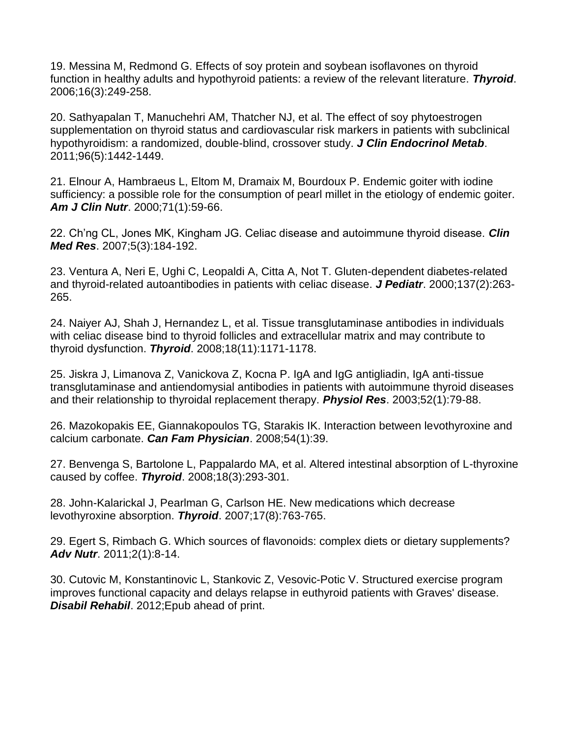19. Messina M, Redmond G. Effects of soy protein and soybean isoflavones on thyroid function in healthy adults and hypothyroid patients: a review of the relevant literature. ***Thyroid***. 2006;16(3):249-258.

20. Sathyapalan T, Manuchehri AM, Thatcher NJ, et al. The effect of soy phytoestrogen supplementation on thyroid status and cardiovascular risk markers in patients with subclinical hypothyroidism: a randomized, double-blind, crossover study. ***J Clin Endocrinol Metab***. 2011;96(5):1442-1449.

21. Elnour A, Hambraeus L, Eltom M, Dramaix M, Bourdoux P. Endemic goiter with iodine sufficiency: a possible role for the consumption of pearl millet in the etiology of endemic goiter. ***Am J Clin Nutr***. 2000;71(1):59-66.

22. Ch'ng CL, Jones MK, Kingham JG. Celiac disease and autoimmune thyroid disease. ***Clin Med Res***. 2007;5(3):184-192.

23. Ventura A, Neri E, Ughi C, Leopaldi A, Citta A, Not T. Gluten-dependent diabetes-related and thyroid-related autoantibodies in patients with celiac disease. ***J Pediatr***. 2000;137(2):263-265.

24. Naiyer AJ, Shah J, Hernandez L, et al. Tissue transglutaminase antibodies in individuals with celiac disease bind to thyroid follicles and extracellular matrix and may contribute to thyroid dysfunction. ***Thyroid***. 2008;18(11):1171-1178.

25. Jiskra J, Limanova Z, Vanickova Z, Kocna P. IgA and IgG antigliadin, IgA anti-tissue transglutaminase and antiendomysial antibodies in patients with autoimmune thyroid diseases and their relationship to thyroidal replacement therapy. ***Physiol Res***. 2003;52(1):79-88.

26. Mazokopakis EE, Giannakopoulos TG, Starakis IK. Interaction between levothyroxine and calcium carbonate. ***Can Fam Physician***. 2008;54(1):39.

27. Benvenga S, Bartolone L, Pappalardo MA, et al. Altered intestinal absorption of L-thyroxine caused by coffee. ***Thyroid***. 2008;18(3):293-301.

28. John-Kalarickal J, Pearlman G, Carlson HE. New medications which decrease levothyroxine absorption. ***Thyroid***. 2007;17(8):763-765.

29. Egert S, Rimbach G. Which sources of flavonoids: complex diets or dietary supplements? ***Adv Nutr***. 2011;2(1):8-14.

30. Cutovic M, Konstantinovic L, Stankovic Z, Vesovic-Potic V. Structured exercise program improves functional capacity and delays relapse in euthyroid patients with Graves' disease. ***Disabil Rehabil***. 2012;Epub ahead of print.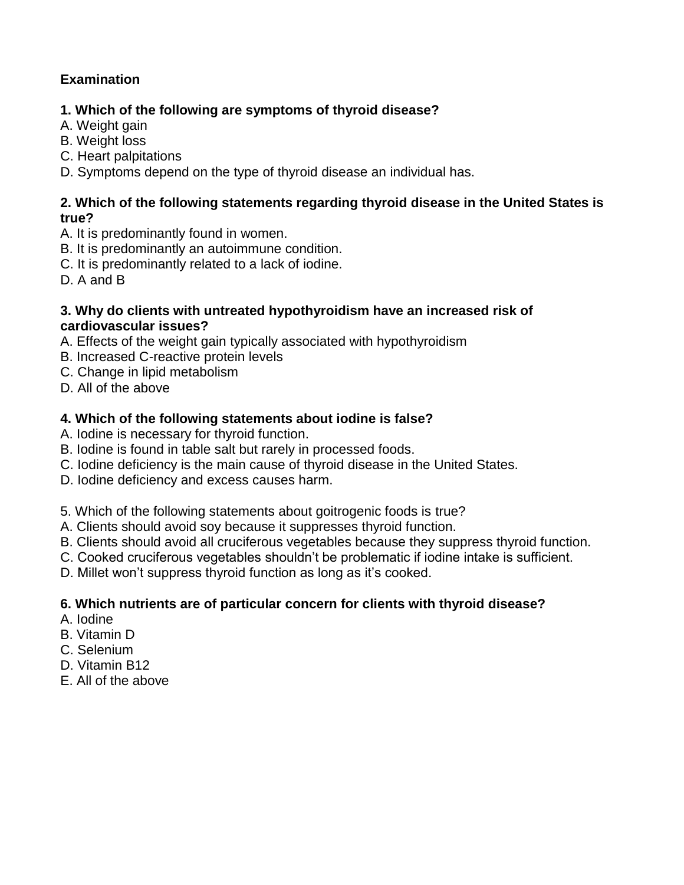**Examination**

**1. Which of the following are symptoms of thyroid disease?**
A. Weight gain
B. Weight loss
C. Heart palpitations
D. Symptoms depend on the type of thyroid disease an individual has.

**2. Which of the following statements regarding thyroid disease in the United States is true?**
A. It is predominantly found in women.
B. It is predominantly an autoimmune condition.
C. It is predominantly related to a lack of iodine.
D. A and B

**3. Why do clients with untreated hypothyroidism have an increased risk of cardiovascular issues?**
A. Effects of the weight gain typically associated with hypothyroidism
B. Increased C-reactive protein levels
C. Change in lipid metabolism
D. All of the above

**4. Which of the following statements about iodine is false?**
A. Iodine is necessary for thyroid function.
B. Iodine is found in table salt but rarely in processed foods.
C. Iodine deficiency is the main cause of thyroid disease in the United States.
D. Iodine deficiency and excess causes harm.

5. Which of the following statements about goitrogenic foods is true?
A. Clients should avoid soy because it suppresses thyroid function.
B. Clients should avoid all cruciferous vegetables because they suppress thyroid function.
C. Cooked cruciferous vegetables shouldn't be problematic if iodine intake is sufficient.
D. Millet won't suppress thyroid function as long as it's cooked.

**6. Which nutrients are of particular concern for clients with thyroid disease?**
A. Iodine
B. Vitamin D
C. Selenium
D. Vitamin B12
E. All of the above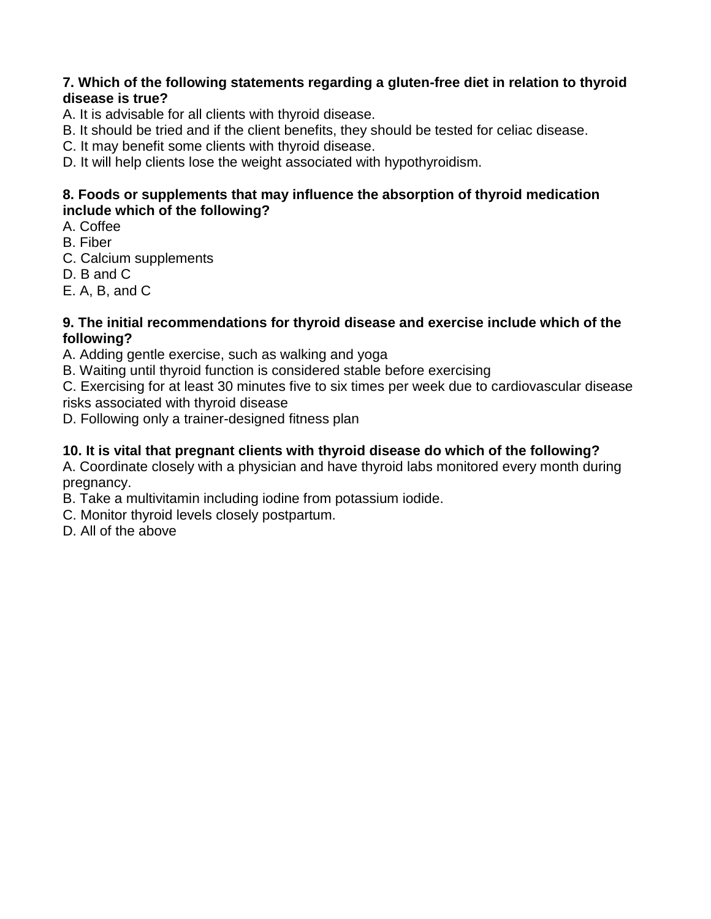**7. Which of the following statements regarding a gluten-free diet in relation to thyroid disease is true?**

A. It is advisable for all clients with thyroid disease.
B. It should be tried and if the client benefits, they should be tested for celiac disease.
C. It may benefit some clients with thyroid disease.
D. It will help clients lose the weight associated with hypothyroidism.

**8. Foods or supplements that may influence the absorption of thyroid medication include which of the following?**

A. Coffee
B. Fiber
C. Calcium supplements
D. B and C
E. A, B, and C

**9. The initial recommendations for thyroid disease and exercise include which of the following?**

A. Adding gentle exercise, such as walking and yoga
B. Waiting until thyroid function is considered stable before exercising
C. Exercising for at least 30 minutes five to six times per week due to cardiovascular disease risks associated with thyroid disease
D. Following only a trainer-designed fitness plan

**10. It is vital that pregnant clients with thyroid disease do which of the following?**

A. Coordinate closely with a physician and have thyroid labs monitored every month during pregnancy.
B. Take a multivitamin including iodine from potassium iodide.
C. Monitor thyroid levels closely postpartum.
D. All of the above